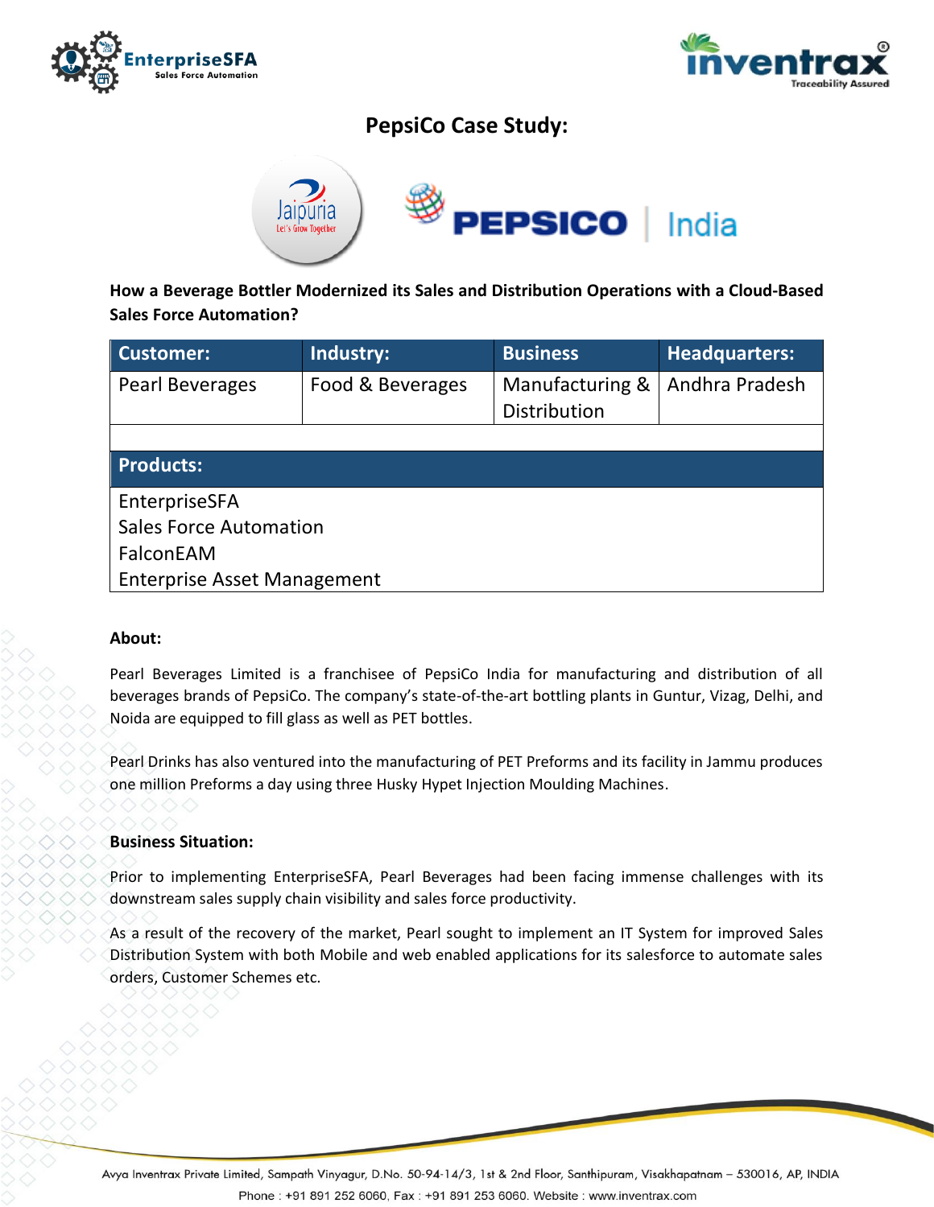# PepsiCo Case Study:

**How a Beverage Bottler Modernized its Sales and Distribution Operations with a Cloud-Based Sales Force Automation?**

| Customer: | Industry: | Business | Headquarters: |
|---|---|---|---|
| Pearl Beverages | Food & Beverages | Manufacturing & Distribution | Andhra Pradesh |

| Products: |
|---|
| EnterpriseSFA<br>Sales Force Automation<br>FalconEAM<br>Enterprise Asset Management |

**About:**

Pearl Beverages Limited is a franchisee of PepsiCo India for manufacturing and distribution of all beverages brands of PepsiCo. The company's state-of-the-art bottling plants in Guntur, Vizag, Delhi, and Noida are equipped to fill glass as well as PET bottles.

Pearl Drinks has also ventured into the manufacturing of PET Preforms and its facility in Jammu produces one million Preforms a day using three Husky Hypet Injection Moulding Machines.

**Business Situation:**

Prior to implementing EnterpriseSFA, Pearl Beverages had been facing immense challenges with its downstream sales supply chain visibility and sales force productivity.

As a result of the recovery of the market, Pearl sought to implement an IT System for improved Sales Distribution System with both Mobile and web enabled applications for its salesforce to automate sales orders, Customer Schemes etc.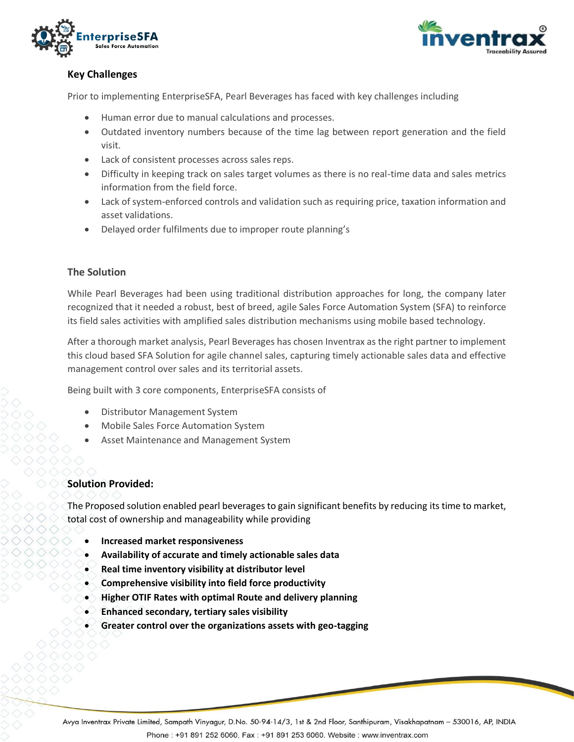## Key Challenges

Prior to implementing EnterpriseSFA, Pearl Beverages has faced with key challenges including

- Human error due to manual calculations and processes.
- Outdated inventory numbers because of the time lag between report generation and the field visit.
- Lack of consistent processes across sales reps.
- Difficulty in keeping track on sales target volumes as there is no real-time data and sales metrics information from the field force.
- Lack of system-enforced controls and validation such as requiring price, taxation information and asset validations.
- Delayed order fulfilments due to improper route planning's

## The Solution

While Pearl Beverages had been using traditional distribution approaches for long, the company later recognized that it needed a robust, best of breed, agile Sales Force Automation System (SFA) to reinforce its field sales activities with amplified sales distribution mechanisms using mobile based technology.

After a thorough market analysis, Pearl Beverages has chosen Inventrax as the right partner to implement this cloud based SFA Solution for agile channel sales, capturing timely actionable sales data and effective management control over sales and its territorial assets.

Being built with 3 core components, EnterpriseSFA consists of

- Distributor Management System
- Mobile Sales Force Automation System
- Asset Maintenance and Management System

## Solution Provided:

The Proposed solution enabled pearl beverages to gain significant benefits by reducing its time to market, total cost of ownership and manageability while providing

- **Increased market responsiveness**
- **Availability of accurate and timely actionable sales data**
- **Real time inventory visibility at distributor level**
- **Comprehensive visibility into field force productivity**
- **Higher OTIF Rates with optimal Route and delivery planning**
- **Enhanced secondary, tertiary sales visibility**
- **Greater control over the organizations assets with geo-tagging**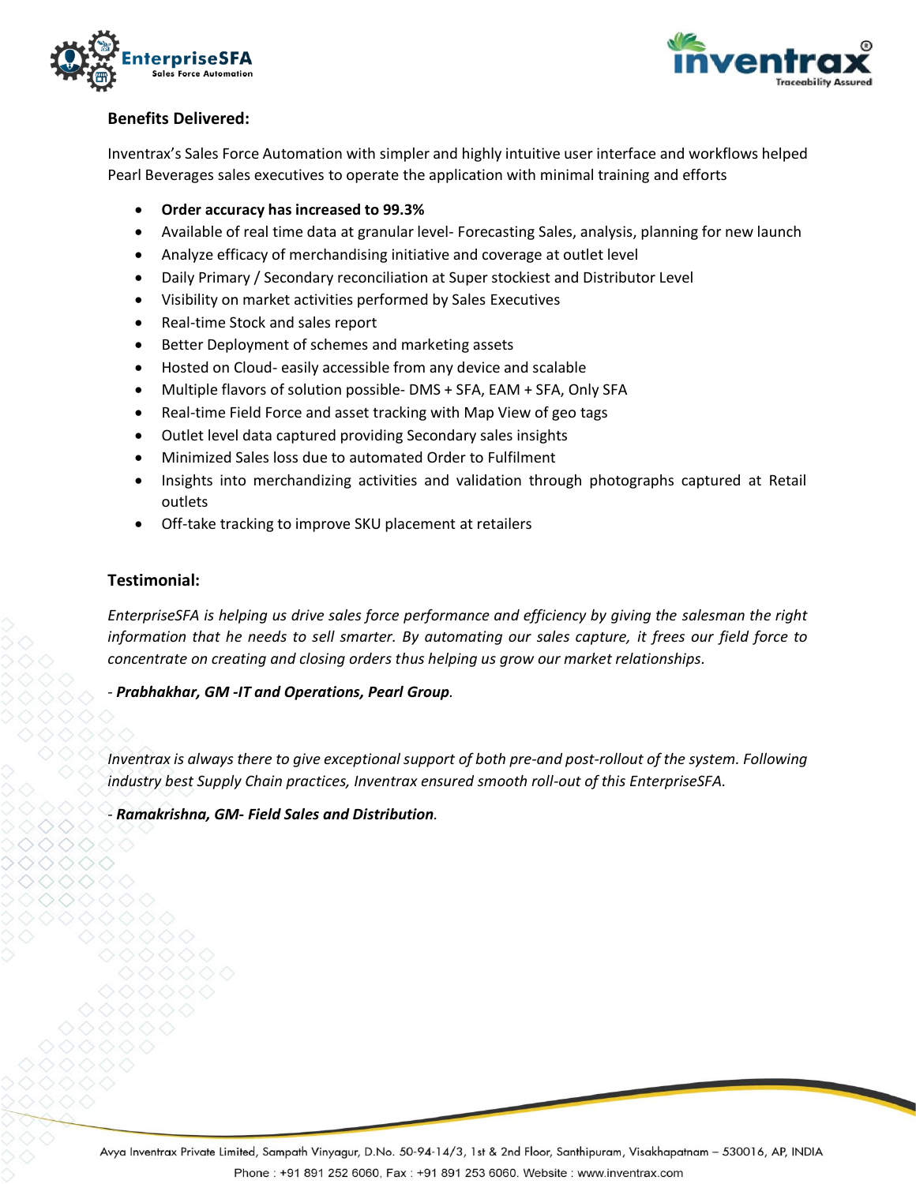**Benefits Delivered:**

Inventrax's Sales Force Automation with simpler and highly intuitive user interface and workflows helped Pearl Beverages sales executives to operate the application with minimal training and efforts

- **Order accuracy has increased to 99.3%**
- Available of real time data at granular level- Forecasting Sales, analysis, planning for new launch
- Analyze efficacy of merchandising initiative and coverage at outlet level
- Daily Primary / Secondary reconciliation at Super stockiest and Distributor Level
- Visibility on market activities performed by Sales Executives
- Real-time Stock and sales report
- Better Deployment of schemes and marketing assets
- Hosted on Cloud- easily accessible from any device and scalable
- Multiple flavors of solution possible- DMS + SFA, EAM + SFA, Only SFA
- Real-time Field Force and asset tracking with Map View of geo tags
- Outlet level data captured providing Secondary sales insights
- Minimized Sales loss due to automated Order to Fulfilment
- Insights into merchandizing activities and validation through photographs captured at Retail outlets
- Off-take tracking to improve SKU placement at retailers

**Testimonial:**

*EnterpriseSFA is helping us drive sales force performance and efficiency by giving the salesman the right information that he needs to sell smarter. By automating our sales capture, it frees our field force to concentrate on creating and closing orders thus helping us grow our market relationships.*

*- **Prabhakhar, GM -IT and Operations, Pearl Group**.*

*Inventrax is always there to give exceptional support of both pre-and post-rollout of the system. Following industry best Supply Chain practices, Inventrax ensured smooth roll-out of this EnterpriseSFA.*

*- **Ramakrishna, GM- Field Sales and Distribution**.*